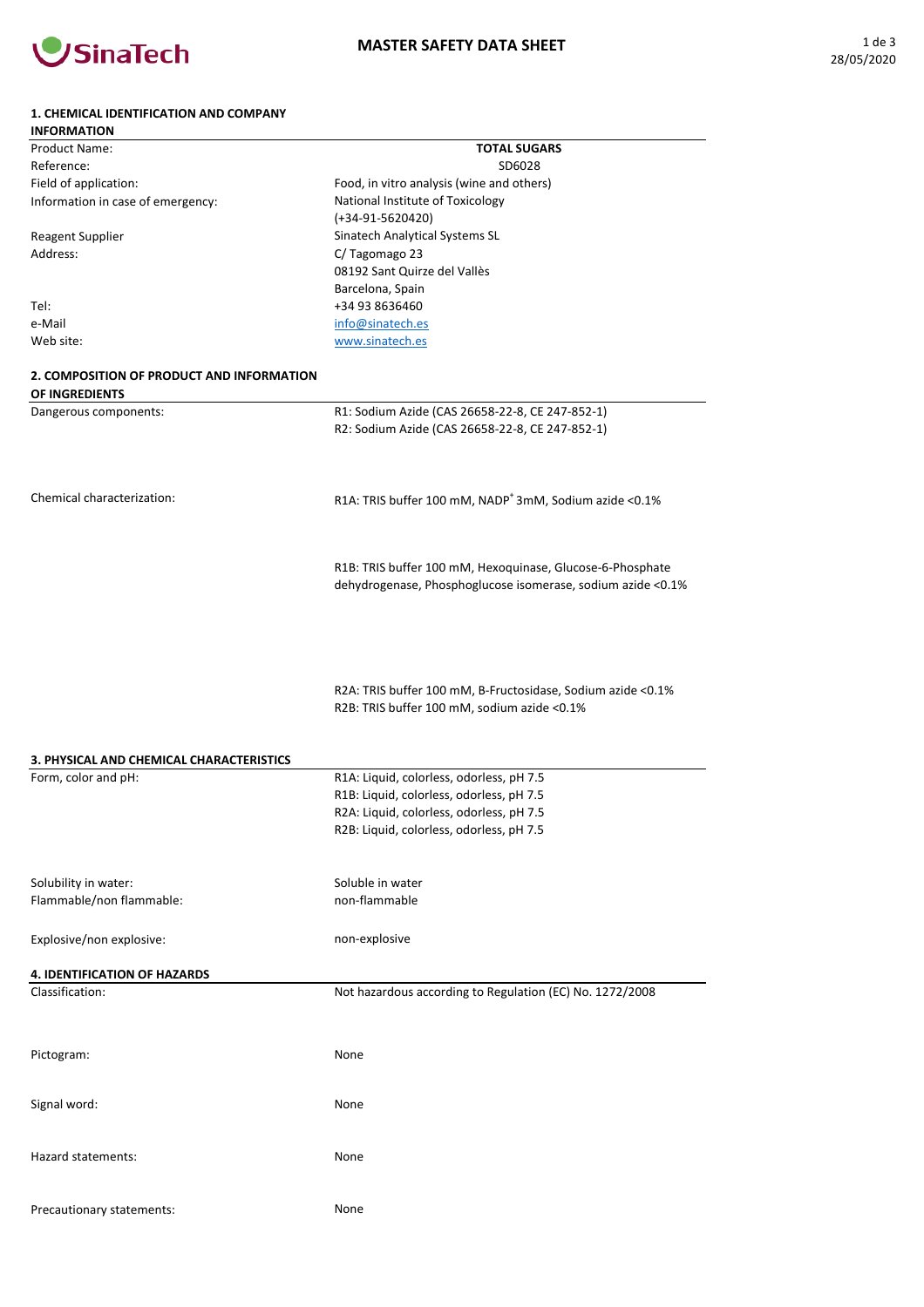# MASTER SAFETY DATA SHEET

## 1. CHEMICAL IDENTIFICATION AND COMPANY INFORMATION

| | |
|---|---|
| Product Name: | **TOTAL SUGARS** |
| Reference: | SD6028 |
| Field of application: | Food, in vitro analysis (wine and others) |
| Information in case of emergency: | National Institute of Toxicology (+34-91-5620420) |
| Reagent Supplier | Sinatech Analytical Systems SL |
| Address: | C/ Tagomago 23<br>08192 Sant Quirze del Vallès<br>Barcelona, Spain |
| Tel: | +34 93 8636460 |
| e-Mail | info@sinatech.es |
| Web site: | www.sinatech.es |

## 2. COMPOSITION OF PRODUCT AND INFORMATION OF INGREDIENTS

| | |
|---|---|
| Dangerous components: | R1: Sodium Azide (CAS 26658-22-8, CE 247-852-1)<br>R2: Sodium Azide (CAS 26658-22-8, CE 247-852-1) |
| Chemical characterization: | R1A: TRIS buffer 100 mM, $NADP^+$ 3mM, Sodium azide <0.1%<br><br>R1B: TRIS buffer 100 mM, Hexoquinase, Glucose-6-Phosphate dehydrogenase, Phosphoglucose isomerase, sodium azide <0.1%<br><br>R2A: TRIS buffer 100 mM, B-Fructosidase, Sodium azide <0.1%<br>R2B: TRIS buffer 100 mM, sodium azide <0.1% |

## 3. PHYSICAL AND CHEMICAL CHARACTERISTICS

| | |
|---|---|
| Form, color and pH: | R1A: Liquid, colorless, odorless, pH 7.5<br>R1B: Liquid, colorless, odorless, pH 7.5<br>R2A: Liquid, colorless, odorless, pH 7.5<br>R2B: Liquid, colorless, odorless, pH 7.5 |
| Solubility in water: | Soluble in water |
| Flammable/non flammable: | non-flammable |
| Explosive/non explosive: | non-explosive |

## 4. IDENTIFICATION OF HAZARDS

| | |
|---|---|
| Classification: | Not hazardous according to Regulation (EC) No. 1272/2008 |
| Pictogram: | None |
| Signal word: | None |
| Hazard statements: | None |
| Precautionary statements: | None |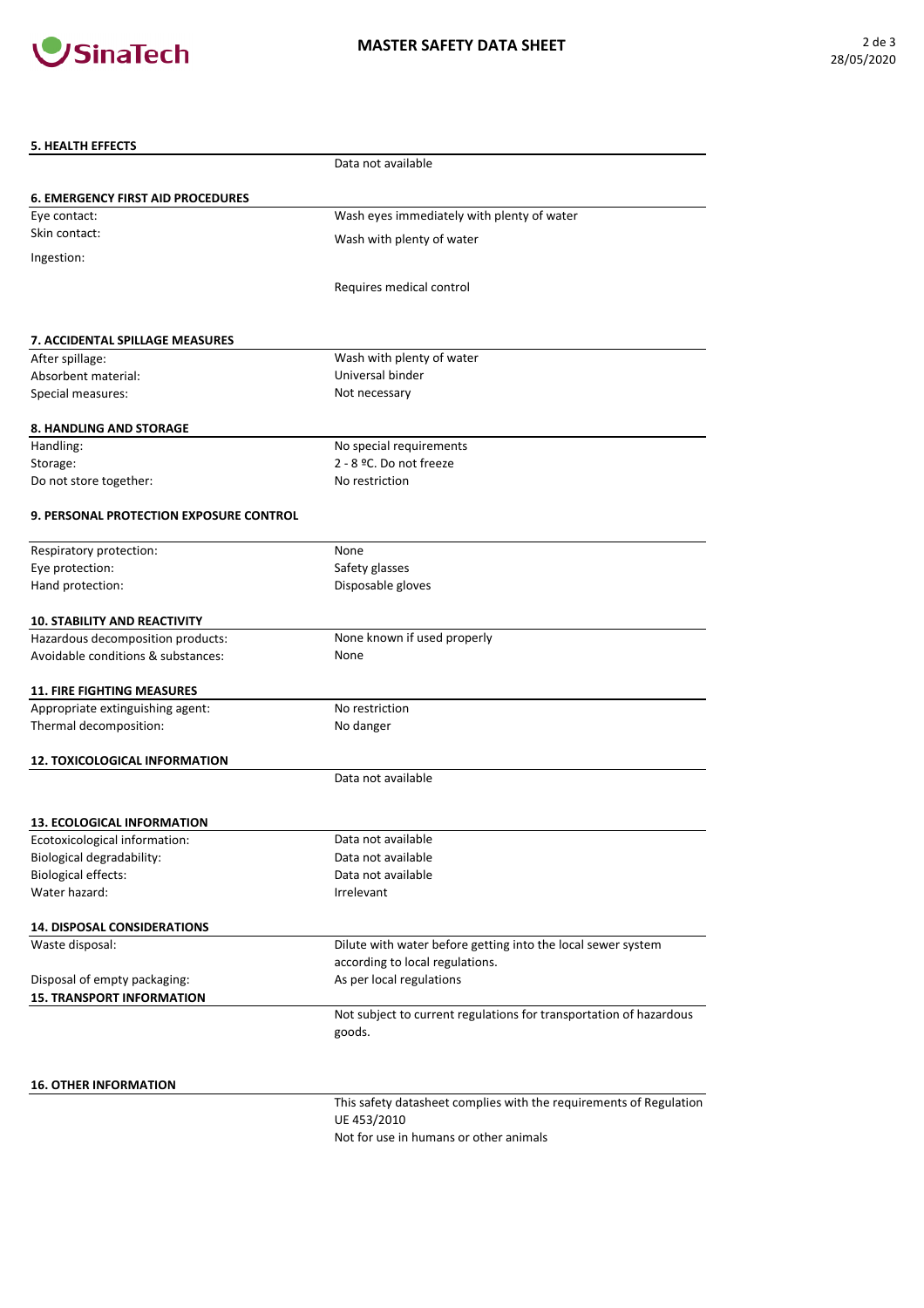## 5. HEALTH EFFECTS

| | |
|---|---|
| | Data not available |

## 6. EMERGENCY FIRST AID PROCEDURES

| | |
|---|---|
| Eye contact: | Wash eyes immediately with plenty of water |
| Skin contact: | Wash with plenty of water |
| Ingestion: | Requires medical control |

## 7. ACCIDENTAL SPILLAGE MEASURES

| | |
|---|---|
| After spillage: | Wash with plenty of water |
| Absorbent material: | Universal binder |
| Special measures: | Not necessary |

## 8. HANDLING AND STORAGE

| | |
|---|---|
| Handling: | No special requirements |
| Storage: | 2 - 8 ºC. Do not freeze |
| Do not store together: | No restriction |

## 9. PERSONAL PROTECTION EXPOSURE CONTROL

| | |
|---|---|
| Respiratory protection: | None |
| Eye protection: | Safety glasses |
| Hand protection: | Disposable gloves |

## 10. STABILITY AND REACTIVITY

| | |
|---|---|
| Hazardous decomposition products: | None known if used properly |
| Avoidable conditions & substances: | None |

## 11. FIRE FIGHTING MEASURES

| | |
|---|---|
| Appropriate extinguishing agent: | No restriction |
| Thermal decomposition: | No danger |

## 12. TOXICOLOGICAL INFORMATION

| | |
|---|---|
| | Data not available |

## 13. ECOLOGICAL INFORMATION

| | |
|---|---|
| Ecotoxicological information: | Data not available |
| Biological degradability: | Data not available |
| Biological effects: | Data not available |
| Water hazard: | Irrelevant |

## 14. DISPOSAL CONSIDERATIONS

| | |
|---|---|
| Waste disposal: | Dilute with water before getting into the local sewer system according to local regulations. |
| Disposal of empty packaging: | As per local regulations |

## 15. TRANSPORT INFORMATION

| | |
|---|---|
| | Not subject to current regulations for transportation of hazardous goods. |

## 16. OTHER INFORMATION

| | |
|---|---|
| | This safety datasheet complies with the requirements of Regulation UE 453/2010<br>Not for use in humans or other animals |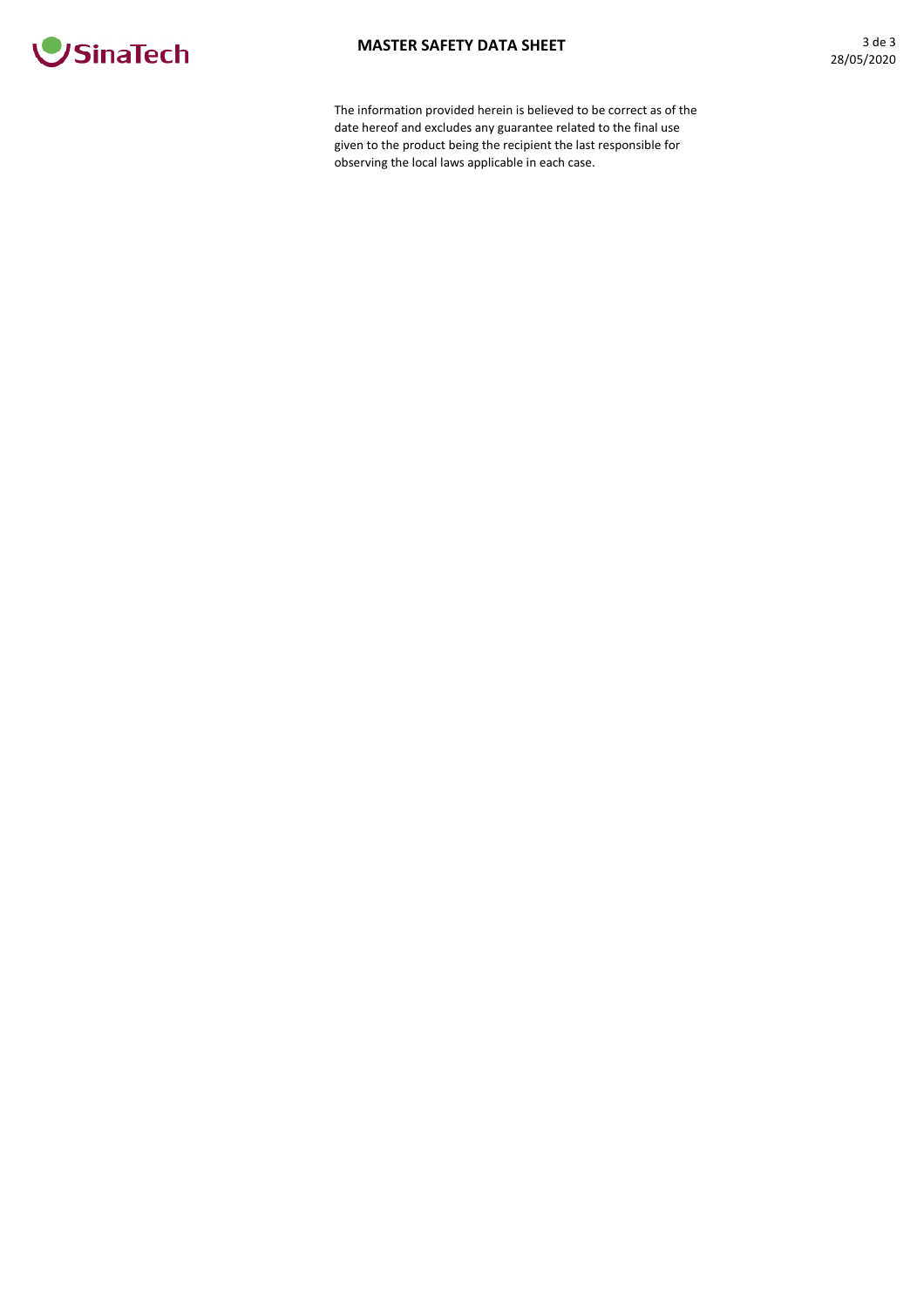The information provided herein is believed to be correct as of the date hereof and excludes any guarantee related to the final use given to the product being the recipient the last responsible for observing the local laws applicable in each case.